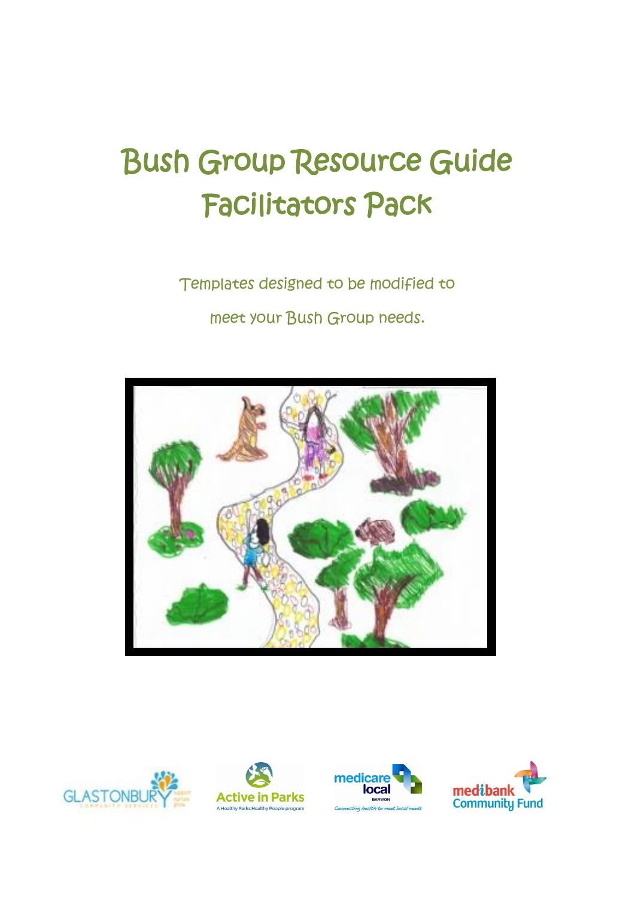# Bush Group Resource Guide
# Facilitators Pack

Templates designed to be modified to

meet your Bush Group needs.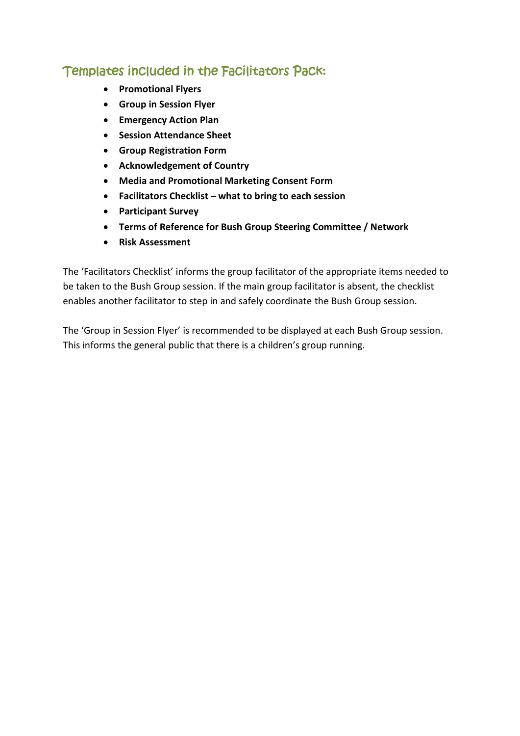## Templates included in the Facilitators Pack:

- **Promotional Flyers**
- **Group in Session Flyer**
- **Emergency Action Plan**
- **Session Attendance Sheet**
- **Group Registration Form**
- **Acknowledgement of Country**
- **Media and Promotional Marketing Consent Form**
- **Facilitators Checklist – what to bring to each session**
- **Participant Survey**
- **Terms of Reference for Bush Group Steering Committee / Network**
- **Risk Assessment**

The 'Facilitators Checklist' informs the group facilitator of the appropriate items needed to be taken to the Bush Group session. If the main group facilitator is absent, the checklist enables another facilitator to step in and safely coordinate the Bush Group session.

The 'Group in Session Flyer' is recommended to be displayed at each Bush Group session. This informs the general public that there is a children's group running.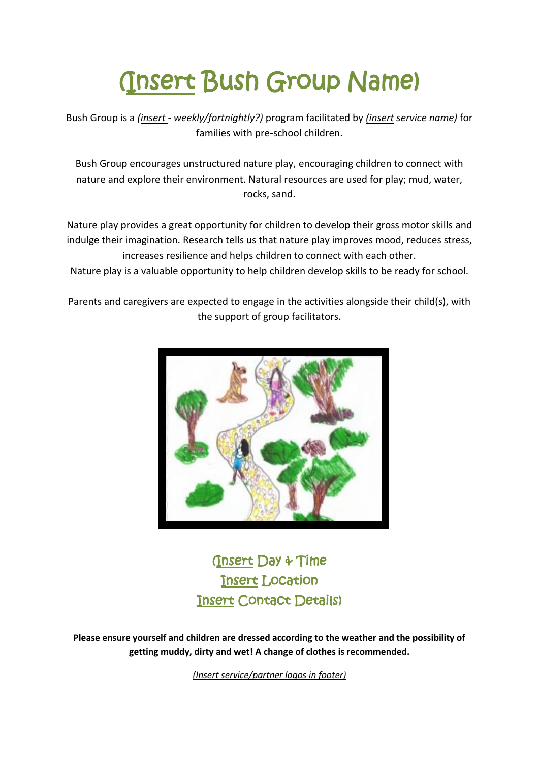# (Insert Bush Group Name)

Bush Group is a *(insert - weekly/fortnightly?)* program facilitated by *(insert service name)* for families with pre-school children.

Bush Group encourages unstructured nature play, encouraging children to connect with nature and explore their environment. Natural resources are used for play; mud, water, rocks, sand.

Nature play provides a great opportunity for children to develop their gross motor skills and indulge their imagination. Research tells us that nature play improves mood, reduces stress, increases resilience and helps children to connect with each other.
Nature play is a valuable opportunity to help children develop skills to be ready for school.

Parents and caregivers are expected to engage in the activities alongside their child(s), with the support of group facilitators.

(Insert Day & Time
Insert Location
Insert Contact Details)

**Please ensure yourself and children are dressed according to the weather and the possibility of getting muddy, dirty and wet! A change of clothes is recommended.**

*(Insert service/partner logos in footer)*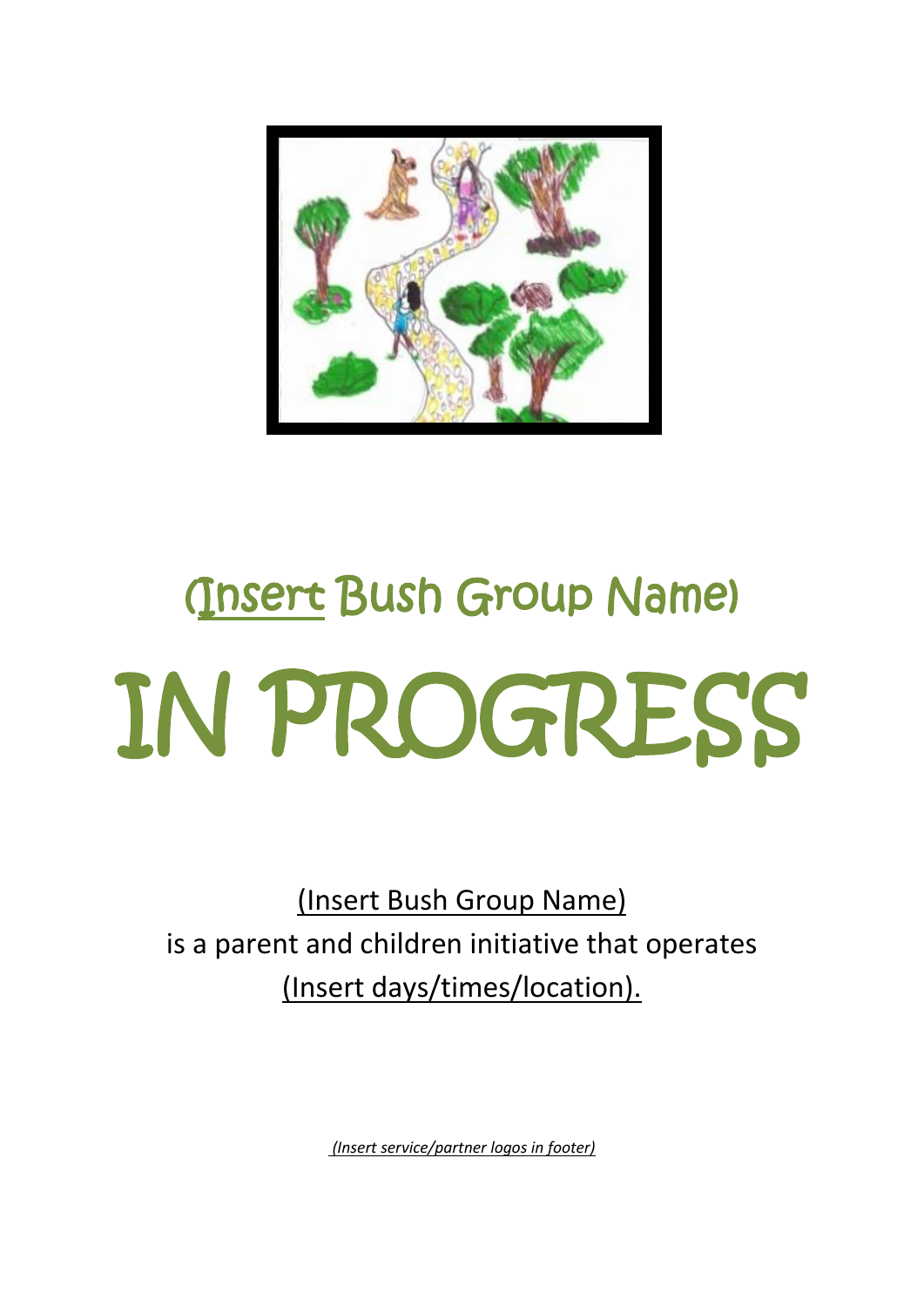# (Insert Bush Group Name)

# IN PROGRESS

(Insert Bush Group Name)
is a parent and children initiative that operates
(Insert days/times/location).

*(Insert service/partner logos in footer)*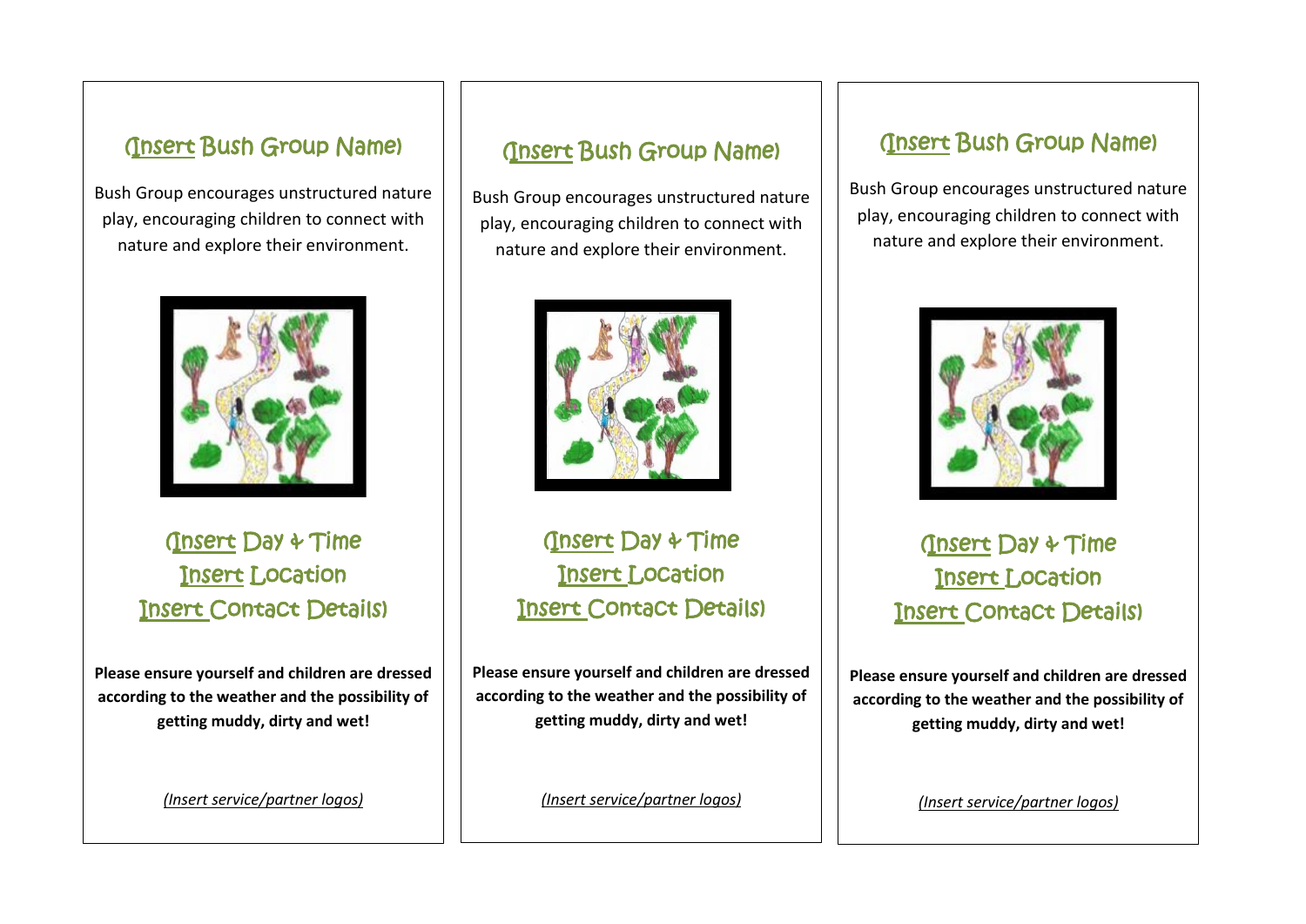## (Insert Bush Group Name)

Bush Group encourages unstructured nature play, encouraging children to connect with nature and explore their environment.

### (Insert Day & Time
### Insert Location
### Insert Contact Details)

**Please ensure yourself and children are dressed according to the weather and the possibility of getting muddy, dirty and wet!**

*(Insert service/partner logos)*

## (Insert Bush Group Name)

Bush Group encourages unstructured nature play, encouraging children to connect with nature and explore their environment.

### (Insert Day & Time
### Insert Location
### Insert Contact Details)

**Please ensure yourself and children are dressed according to the weather and the possibility of getting muddy, dirty and wet!**

*(Insert service/partner logos)*

## (Insert Bush Group Name)

Bush Group encourages unstructured nature play, encouraging children to connect with nature and explore their environment.

### (Insert Day & Time
### Insert Location
### Insert Contact Details)

**Please ensure yourself and children are dressed according to the weather and the possibility of getting muddy, dirty and wet!**

*(Insert service/partner logos)*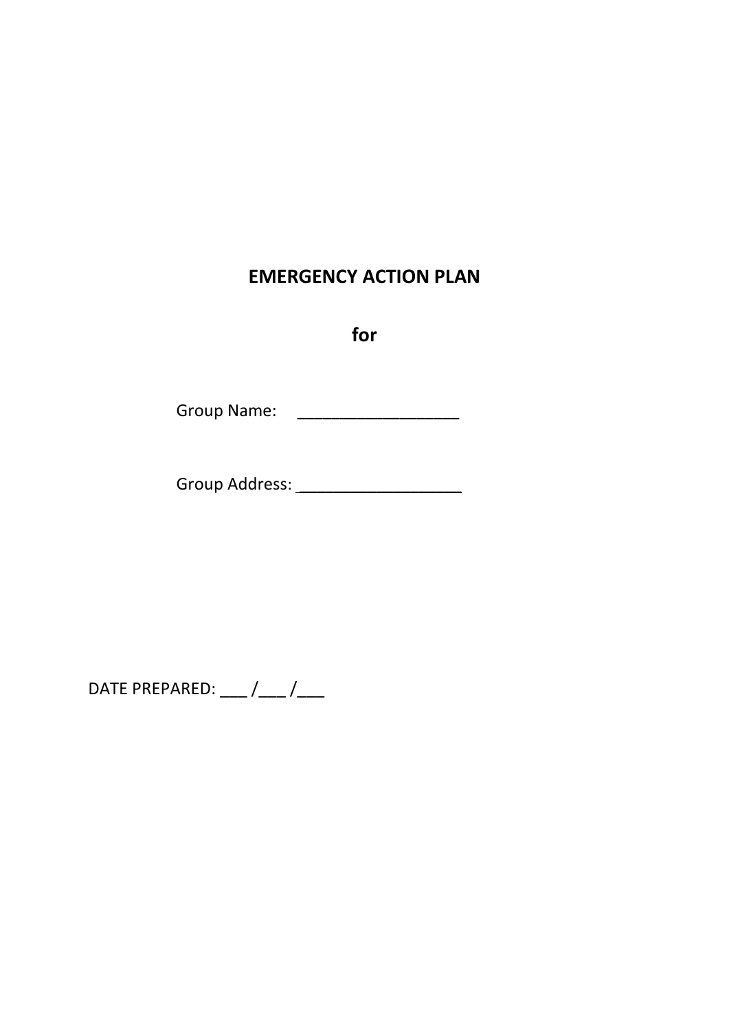# EMERGENCY ACTION PLAN

## for

Group Name: ___________________

Group Address: ___________________

DATE PREPARED: ___ /___ /___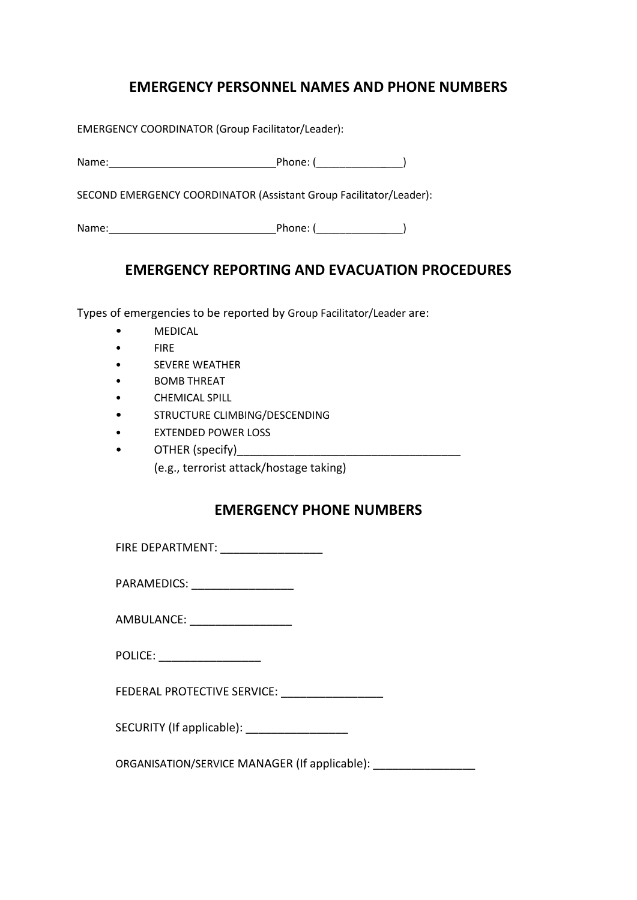## EMERGENCY PERSONNEL NAMES AND PHONE NUMBERS

EMERGENCY COORDINATOR (Group Facilitator/Leader):

Name:____________________________ Phone: (___________ ___)

SECOND EMERGENCY COORDINATOR (Assistant Group Facilitator/Leader):

Name:____________________________ Phone: (___________ ___)

## EMERGENCY REPORTING AND EVACUATION PROCEDURES

Types of emergencies to be reported by Group Facilitator/Leader are:

- MEDICAL
- FIRE
- SEVERE WEATHER
- BOMB THREAT
- CHEMICAL SPILL
- STRUCTURE CLIMBING/DESCENDING
- EXTENDED POWER LOSS
- OTHER (specify)____________________________________
  (e.g., terrorist attack/hostage taking)

## EMERGENCY PHONE NUMBERS

FIRE DEPARTMENT: ________________

PARAMEDICS: ________________

AMBULANCE: ________________

POLICE: ________________

FEDERAL PROTECTIVE SERVICE: ________________

SECURITY (If applicable): ________________

ORGANISATION/SERVICE MANAGER (If applicable): ________________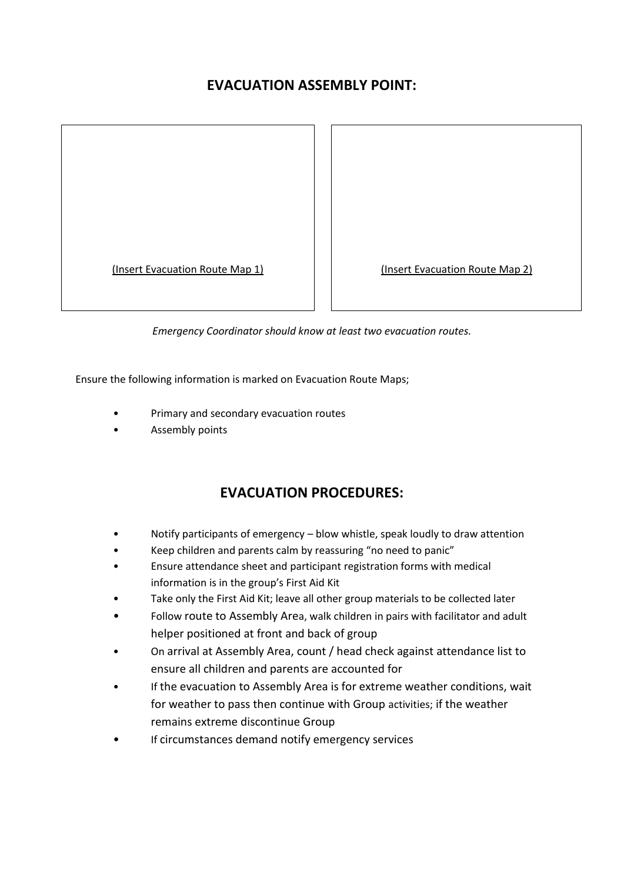## EVACUATION ASSEMBLY POINT:

| (Insert Evacuation Route Map 1) | (Insert Evacuation Route Map 2) |
|---|---|

*Emergency Coordinator should know at least two evacuation routes.*

Ensure the following information is marked on Evacuation Route Maps;

- Primary and secondary evacuation routes
- Assembly points

## EVACUATION PROCEDURES:

- Notify participants of emergency – blow whistle, speak loudly to draw attention
- Keep children and parents calm by reassuring "no need to panic"
- Ensure attendance sheet and participant registration forms with medical information is in the group's First Aid Kit
- Take only the First Aid Kit; leave all other group materials to be collected later
- Follow route to Assembly Area, walk children in pairs with facilitator and adult helper positioned at front and back of group
- On arrival at Assembly Area, count / head check against attendance list to ensure all children and parents are accounted for
- If the evacuation to Assembly Area is for extreme weather conditions, wait for weather to pass then continue with Group activities; if the weather remains extreme discontinue Group
- If circumstances demand notify emergency services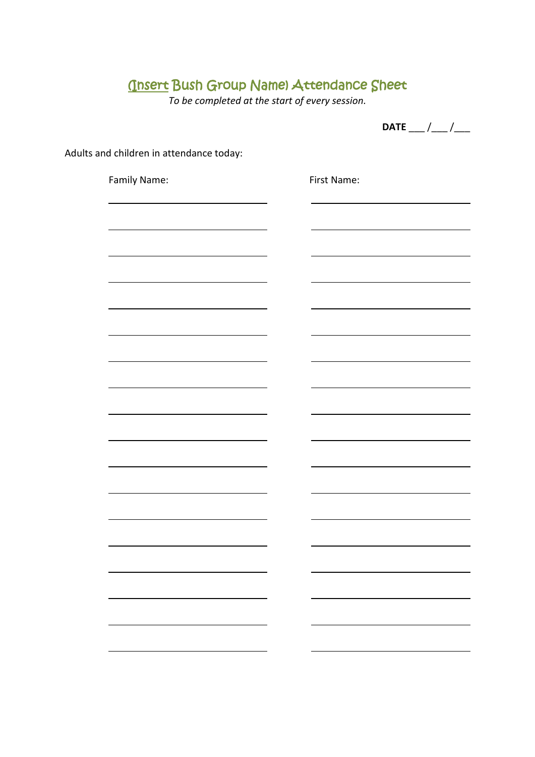# (Insert Bush Group Name) Attendance Sheet

*To be completed at the start of every session.*

**DATE** ___ /___ /___

Adults and children in attendance today:

| Family Name: | First Name: |
|---|---|
| | |
| | |
| | |
| | |
| | |
| | |
| | |
| | |
| | |
| | |
| | |
| | |
| | |
| | |
| | |
| | |
| | |
| | |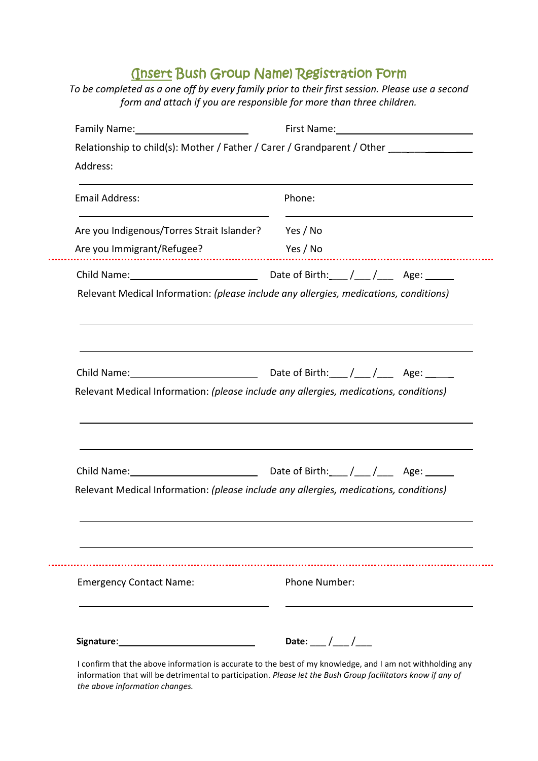# (Insert Bush Group Name) Registration Form

*To be completed as a one off by every family prior to their first session. Please use a second form and attach if you are responsible for more than three children.*

Family Name: ____________________ First Name: ________________________

Relationship to child(s): Mother / Father / Carer / Grandparent / Other ____________

Address:

______________________________________________________________________

Email Address: ____________________ Phone: ____________________

Are you Indigenous/Torres Strait Islander? Yes / No

Are you Immigrant/Refugee? Yes / No

---

Child Name: ______________________ Date of Birth: ___ /___ /___ Age: _____

Relevant Medical Information: *(please include any allergies, medications, conditions)*

______________________________________________________________________

______________________________________________________________________

Child Name: ______________________ Date of Birth: ___ /___ /___ Age: _____

Relevant Medical Information: *(please include any allergies, medications, conditions)*

______________________________________________________________________

______________________________________________________________________

Child Name: ______________________ Date of Birth: ___ /___ /___ Age: _____

Relevant Medical Information: *(please include any allergies, medications, conditions)*

______________________________________________________________________

______________________________________________________________________

---

Emergency Contact Name: ____________________ Phone Number: ____________________

**Signature**: ________________________ **Date:** ___ /___ /___

I confirm that the above information is accurate to the best of my knowledge, and I am not withholding any information that will be detrimental to participation. *Please let the Bush Group facilitators know if any of the above information changes.*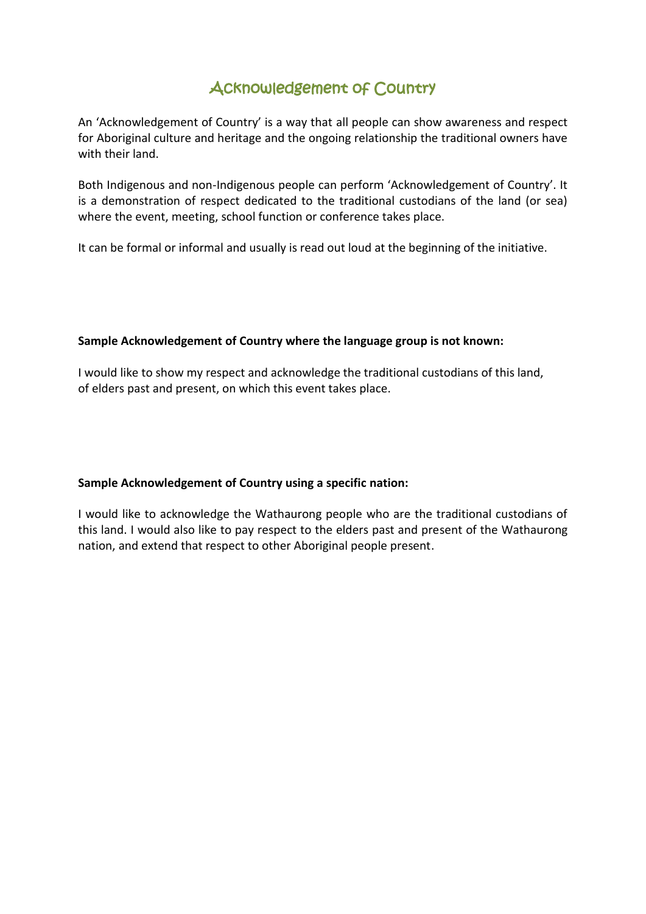# Acknowledgement of Country

An 'Acknowledgement of Country' is a way that all people can show awareness and respect for Aboriginal culture and heritage and the ongoing relationship the traditional owners have with their land.

Both Indigenous and non-Indigenous people can perform 'Acknowledgement of Country'. It is a demonstration of respect dedicated to the traditional custodians of the land (or sea) where the event, meeting, school function or conference takes place.

It can be formal or informal and usually is read out loud at the beginning of the initiative.

**Sample Acknowledgement of Country where the language group is not known:**

I would like to show my respect and acknowledge the traditional custodians of this land, of elders past and present, on which this event takes place.

**Sample Acknowledgement of Country using a specific nation:**

I would like to acknowledge the Wathaurong people who are the traditional custodians of this land. I would also like to pay respect to the elders past and present of the Wathaurong nation, and extend that respect to other Aboriginal people present.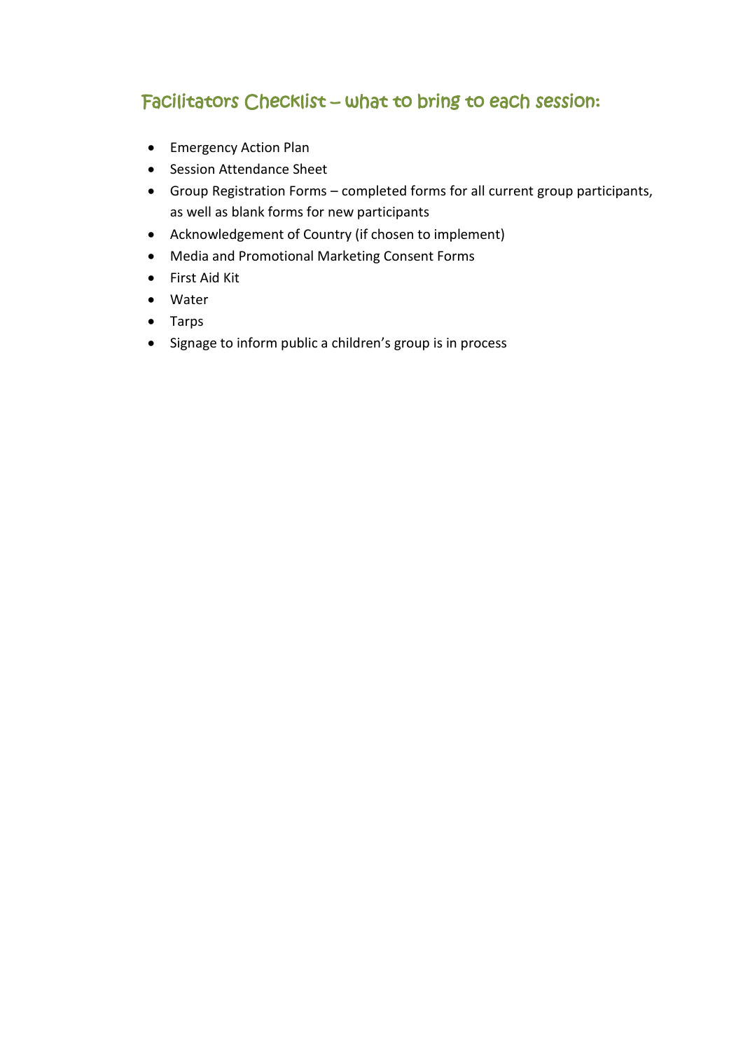## Facilitators Checklist – what to bring to each session:

- Emergency Action Plan
- Session Attendance Sheet
- Group Registration Forms – completed forms for all current group participants, as well as blank forms for new participants
- Acknowledgement of Country (if chosen to implement)
- Media and Promotional Marketing Consent Forms
- First Aid Kit
- Water
- Tarps
- Signage to inform public a children's group is in process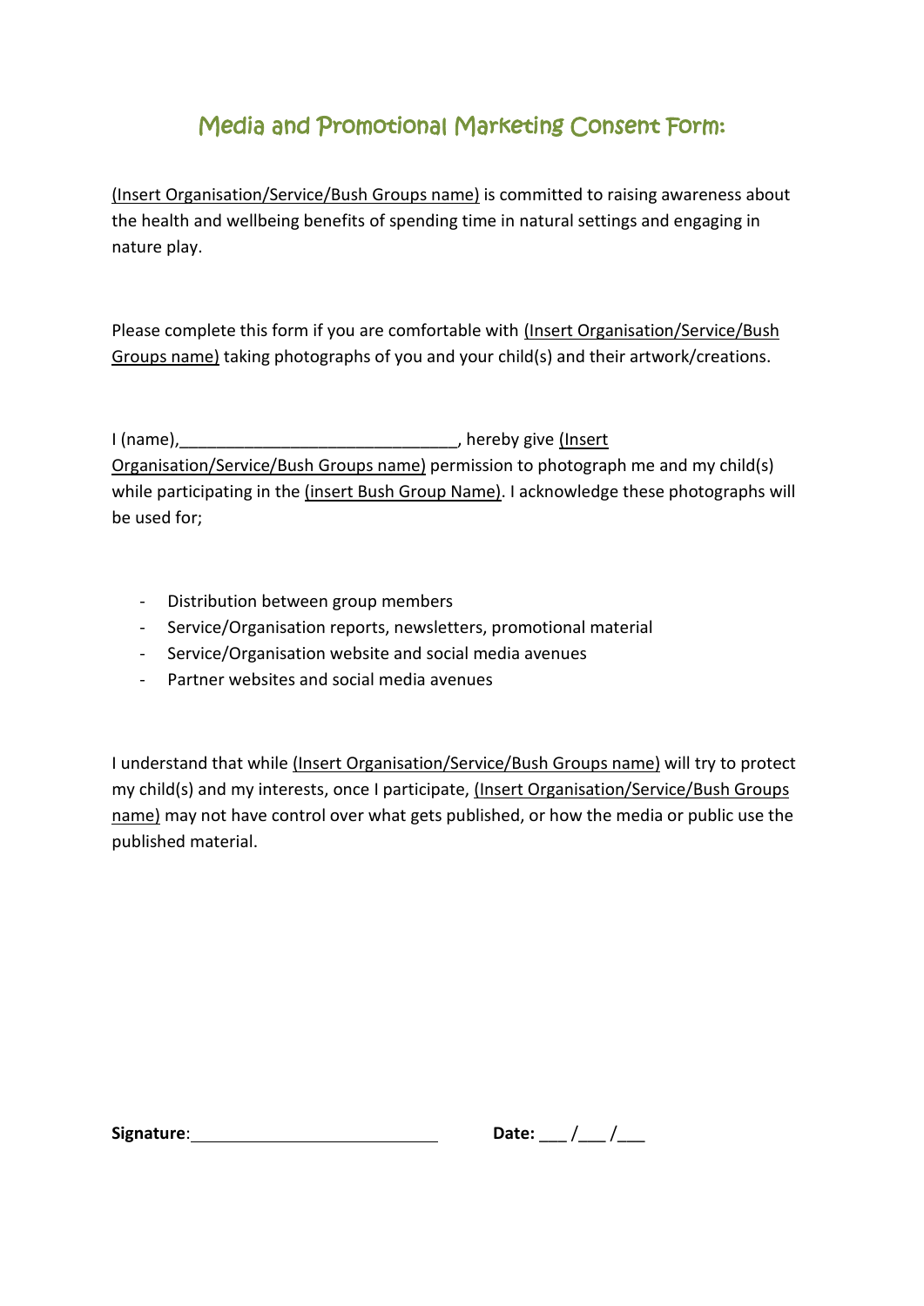# Media and Promotional Marketing Consent Form:

(Insert Organisation/Service/Bush Groups name) is committed to raising awareness about the health and wellbeing benefits of spending time in natural settings and engaging in nature play.

Please complete this form if you are comfortable with (Insert Organisation/Service/Bush Groups name) taking photographs of you and your child(s) and their artwork/creations.

I (name),______________________________, hereby give (Insert Organisation/Service/Bush Groups name) permission to photograph me and my child(s) while participating in the (insert Bush Group Name). I acknowledge these photographs will be used for;

- Distribution between group members
- Service/Organisation reports, newsletters, promotional material
- Service/Organisation website and social media avenues
- Partner websites and social media avenues

I understand that while (Insert Organisation/Service/Bush Groups name) will try to protect my child(s) and my interests, once I participate, (Insert Organisation/Service/Bush Groups name) may not have control over what gets published, or how the media or public use the published material.

**Signature**:__________________________ **Date:** ___ /___ /___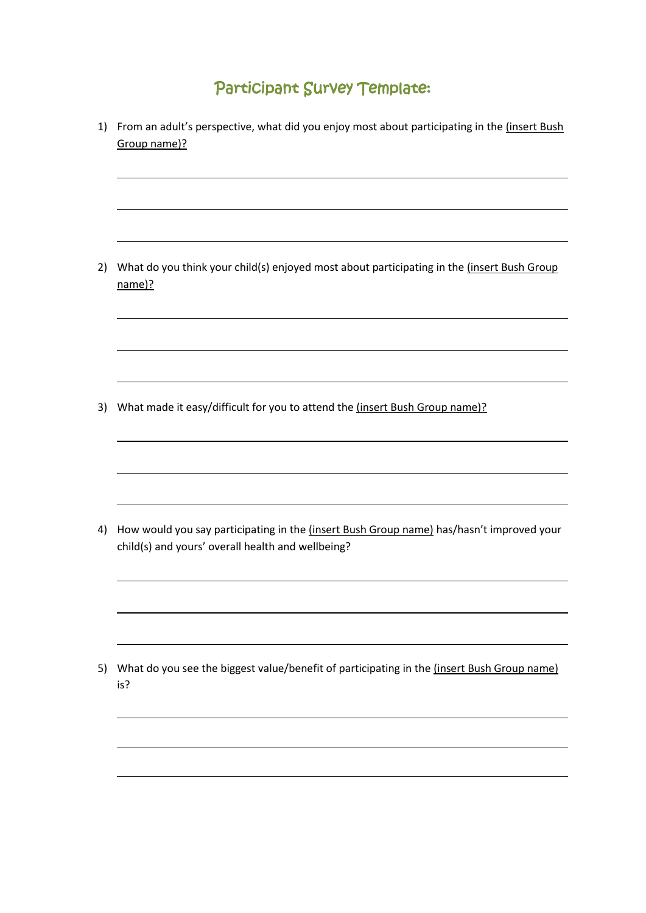# Participant Survey Template:

1) From an adult's perspective, what did you enjoy most about participating in the <u>(insert Bush Group name)?</u>

___

___

___

2) What do you think your child(s) enjoyed most about participating in the <u>(insert Bush Group name)?</u>

___

___

___

3) What made it easy/difficult for you to attend the <u>(insert Bush Group name)?</u>

___

___

___

4) How would you say participating in the <u>(insert Bush Group name)</u> has/hasn't improved your child(s) and yours' overall health and wellbeing?

___

___

___

5) What do you see the biggest value/benefit of participating in the <u>(insert Bush Group name)</u> is?

___

___

___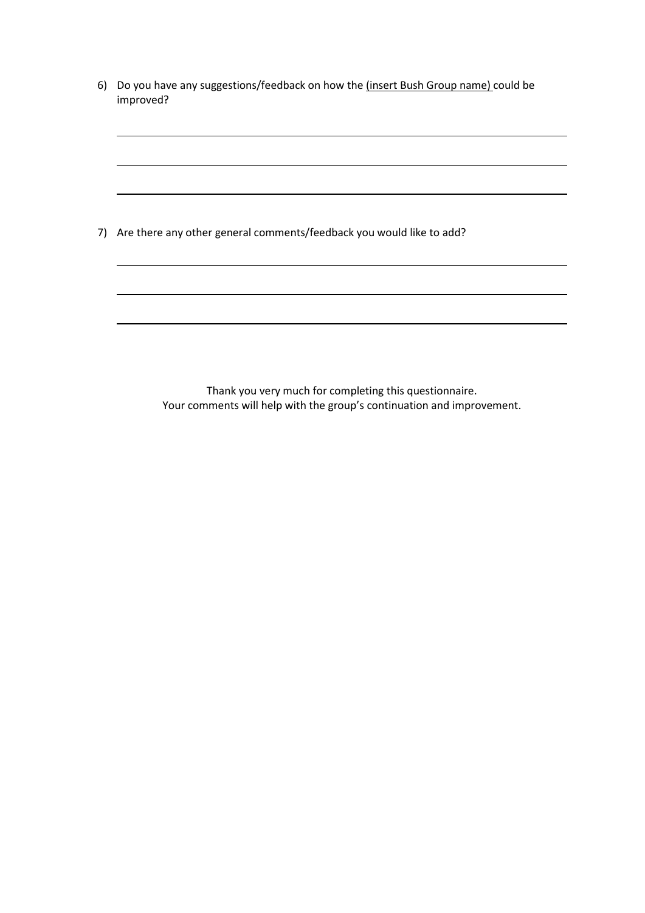6) Do you have any suggestions/feedback on how the <u>(insert Bush Group name)</u> could be improved?

\_\_\_\_\_\_\_\_\_\_\_\_\_\_\_\_\_\_\_\_\_\_\_\_\_\_\_\_\_\_\_\_\_\_\_\_\_\_\_\_\_\_\_\_\_\_\_\_\_\_\_\_\_\_\_\_\_\_\_\_\_\_\_\_\_\_\_\_\_\_

\_\_\_\_\_\_\_\_\_\_\_\_\_\_\_\_\_\_\_\_\_\_\_\_\_\_\_\_\_\_\_\_\_\_\_\_\_\_\_\_\_\_\_\_\_\_\_\_\_\_\_\_\_\_\_\_\_\_\_\_\_\_\_\_\_\_\_\_\_\_

\_\_\_\_\_\_\_\_\_\_\_\_\_\_\_\_\_\_\_\_\_\_\_\_\_\_\_\_\_\_\_\_\_\_\_\_\_\_\_\_\_\_\_\_\_\_\_\_\_\_\_\_\_\_\_\_\_\_\_\_\_\_\_\_\_\_\_\_\_\_

7) Are there any other general comments/feedback you would like to add?

\_\_\_\_\_\_\_\_\_\_\_\_\_\_\_\_\_\_\_\_\_\_\_\_\_\_\_\_\_\_\_\_\_\_\_\_\_\_\_\_\_\_\_\_\_\_\_\_\_\_\_\_\_\_\_\_\_\_\_\_\_\_\_\_\_\_\_\_\_\_

\_\_\_\_\_\_\_\_\_\_\_\_\_\_\_\_\_\_\_\_\_\_\_\_\_\_\_\_\_\_\_\_\_\_\_\_\_\_\_\_\_\_\_\_\_\_\_\_\_\_\_\_\_\_\_\_\_\_\_\_\_\_\_\_\_\_\_\_\_\_

\_\_\_\_\_\_\_\_\_\_\_\_\_\_\_\_\_\_\_\_\_\_\_\_\_\_\_\_\_\_\_\_\_\_\_\_\_\_\_\_\_\_\_\_\_\_\_\_\_\_\_\_\_\_\_\_\_\_\_\_\_\_\_\_\_\_\_\_\_\_

Thank you very much for completing this questionnaire.
Your comments will help with the group's continuation and improvement.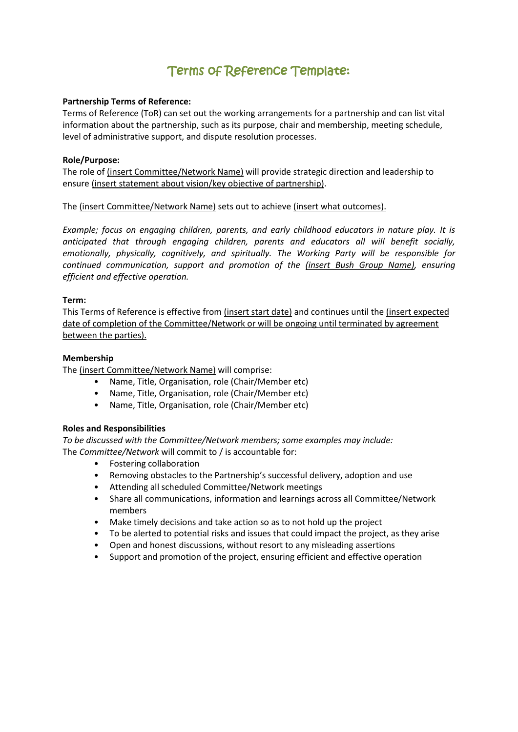# Terms of Reference Template:

**Partnership Terms of Reference:**
Terms of Reference (ToR) can set out the working arrangements for a partnership and can list vital information about the partnership, such as its purpose, chair and membership, meeting schedule, level of administrative support, and dispute resolution processes.

**Role/Purpose:**
The role of <u>(insert Committee/Network Name)</u> will provide strategic direction and leadership to ensure <u>(insert statement about vision/key objective of partnership)</u>.

The <u>(insert Committee/Network Name)</u> sets out to achieve <u>(insert what outcomes).</u>

*Example; focus on engaging children, parents, and early childhood educators in nature play. It is anticipated that through engaging children, parents and educators all will benefit socially, emotionally, physically, cognitively, and spiritually. The Working Party will be responsible for continued communication, support and promotion of the <u>(insert Bush Group Name)</u>, ensuring efficient and effective operation.*

**Term:**
This Terms of Reference is effective from <u>(insert start date)</u> and continues until the <u>(insert expected date of completion of the Committee/Network or will be ongoing until terminated by agreement between the parties).</u>

**Membership**
The <u>(insert Committee/Network Name)</u> will comprise:

- Name, Title, Organisation, role (Chair/Member etc)
- Name, Title, Organisation, role (Chair/Member etc)
- Name, Title, Organisation, role (Chair/Member etc)

**Roles and Responsibilities**
*To be discussed with the Committee/Network members; some examples may include:*
The *Committee/Network* will commit to / is accountable for:

- Fostering collaboration
- Removing obstacles to the Partnership's successful delivery, adoption and use
- Attending all scheduled Committee/Network meetings
- Share all communications, information and learnings across all Committee/Network members
- Make timely decisions and take action so as to not hold up the project
- To be alerted to potential risks and issues that could impact the project, as they arise
- Open and honest discussions, without resort to any misleading assertions
- Support and promotion of the project, ensuring efficient and effective operation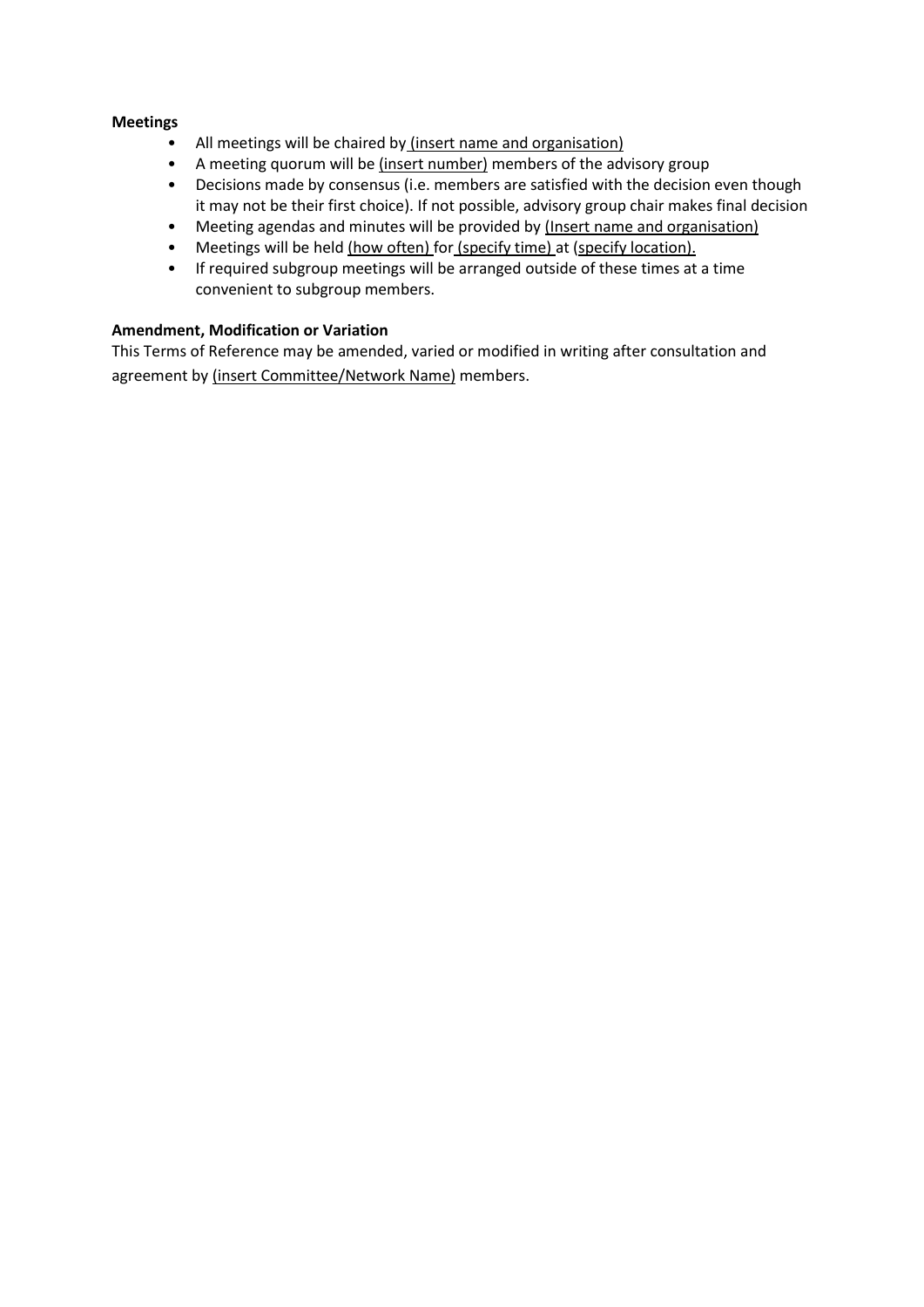**Meetings**

- All meetings will be chaired by (insert name and organisation)
- A meeting quorum will be (insert number) members of the advisory group
- Decisions made by consensus (i.e. members are satisfied with the decision even though it may not be their first choice). If not possible, advisory group chair makes final decision
- Meeting agendas and minutes will be provided by (Insert name and organisation)
- Meetings will be held (how often) for (specify time) at (specify location).
- If required subgroup meetings will be arranged outside of these times at a time convenient to subgroup members.

**Amendment, Modification or Variation**

This Terms of Reference may be amended, varied or modified in writing after consultation and agreement by (insert Committee/Network Name) members.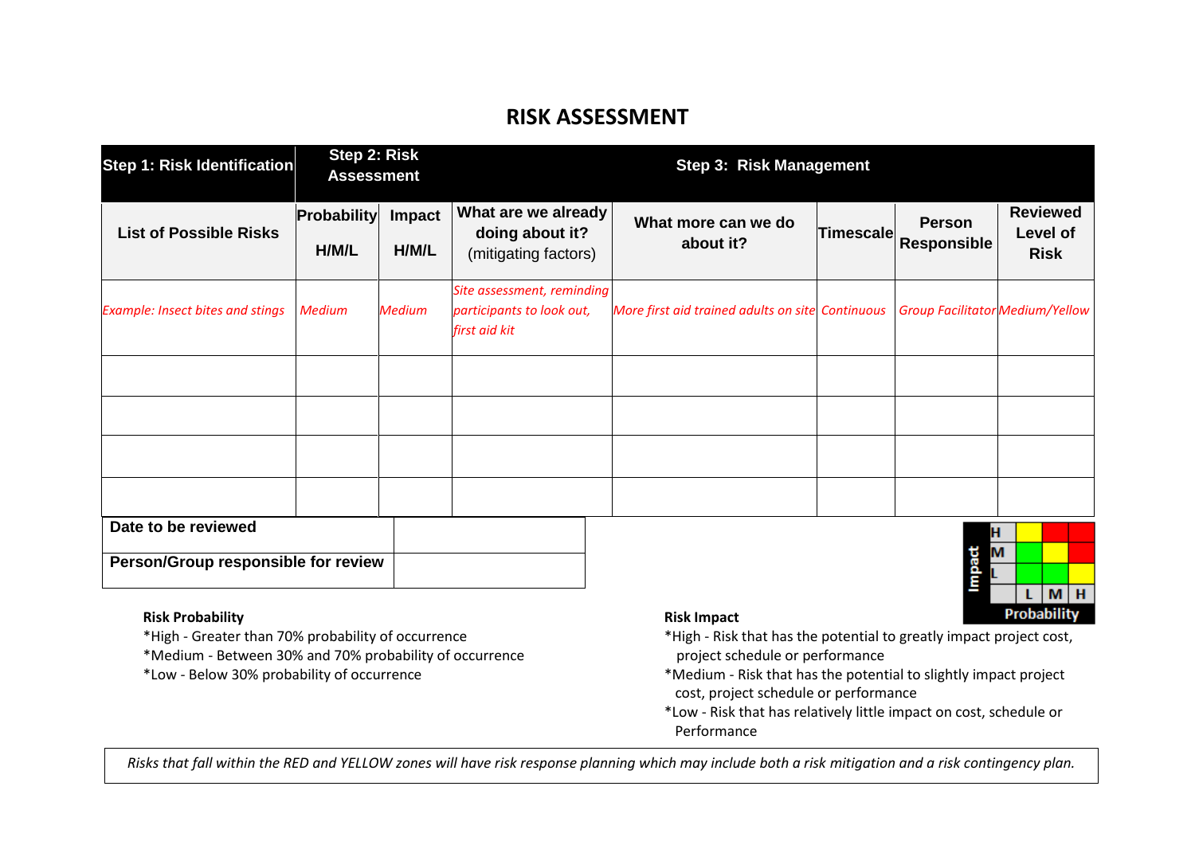# RISK ASSESSMENT

| Step 1: Risk Identification | Step 2: Risk Assessment | | Step 3: Risk Management | | | | |
|---|---|---|---|---|---|---|---|
| **List of Possible Risks** | **Probability H/M/L** | **Impact H/M/L** | **What are we already doing about it?** (mitigating factors) | **What more can we do about it?** | **Timescale** | **Person Responsible** | **Reviewed Level of Risk** |
| *Example: Insect bites and stings* | *Medium* | *Medium* | *Site assessment, reminding participants to look out, first aid kit* | *More first aid trained adults on site* | *Continuous* | *Group Facilitator* | *Medium/Yellow* |
| | | | | | | | |
| | | | | | | | |
| | | | | | | | |
| | | | | | | | |

| | |
|---|---|
| **Date to be reviewed** | |
| **Person/Group responsible for review** | |

Impact: H, M, L
Probability: L, M, H

**Risk Probability**

*High - Greater than 70% probability of occurrence
*Medium - Between 30% and 70% probability of occurrence
*Low - Below 30% probability of occurrence

**Risk Impact**

*High - Risk that has the potential to greatly impact project cost, project schedule or performance
*Medium - Risk that has the potential to slightly impact project cost, project schedule or performance
*Low - Risk that has relatively little impact on cost, schedule or Performance

*Risks that fall within the RED and YELLOW zones will have risk response planning which may include both a risk mitigation and a risk contingency plan.*